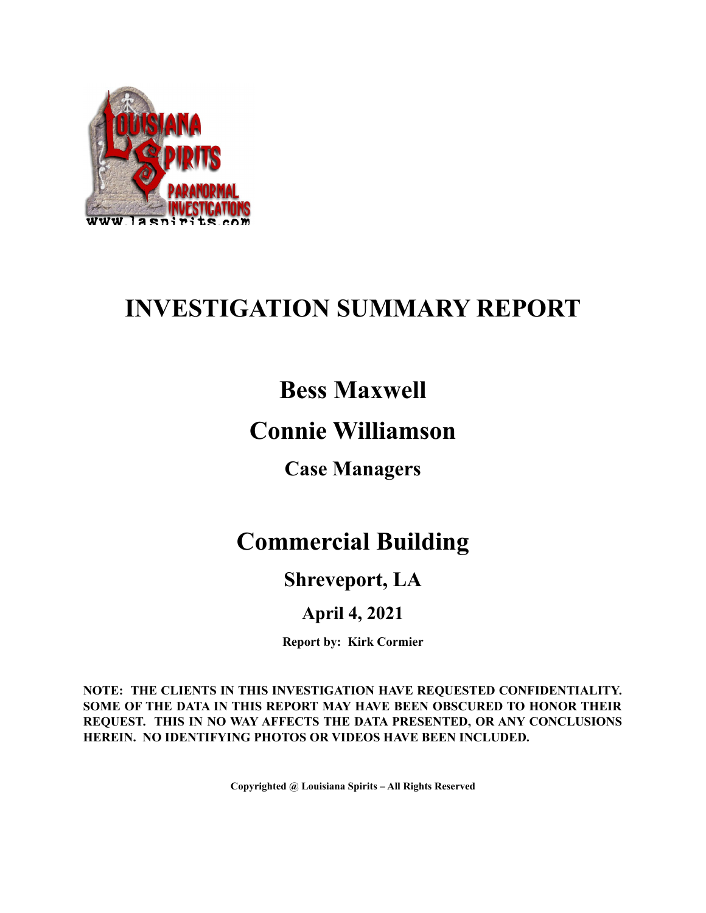# INVESTIGATION SUMMARY REPORT

## Bess Maxwell

## Connie Williamson

### Case Managers

## Commercial Building

### Shreveport, LA

### April 4, 2021

**Report by: Kirk Cormier**

**NOTE: THE CLIENTS IN THIS INVESTIGATION HAVE REQUESTED CONFIDENTIALITY. SOME OF THE DATA IN THIS REPORT MAY HAVE BEEN OBSCURED TO HONOR THEIR REQUEST. THIS IN NO WAY AFFECTS THE DATA PRESENTED, OR ANY CONCLUSIONS HEREIN. NO IDENTIFYING PHOTOS OR VIDEOS HAVE BEEN INCLUDED.**

**Copyrighted @ Louisiana Spirits – All Rights Reserved**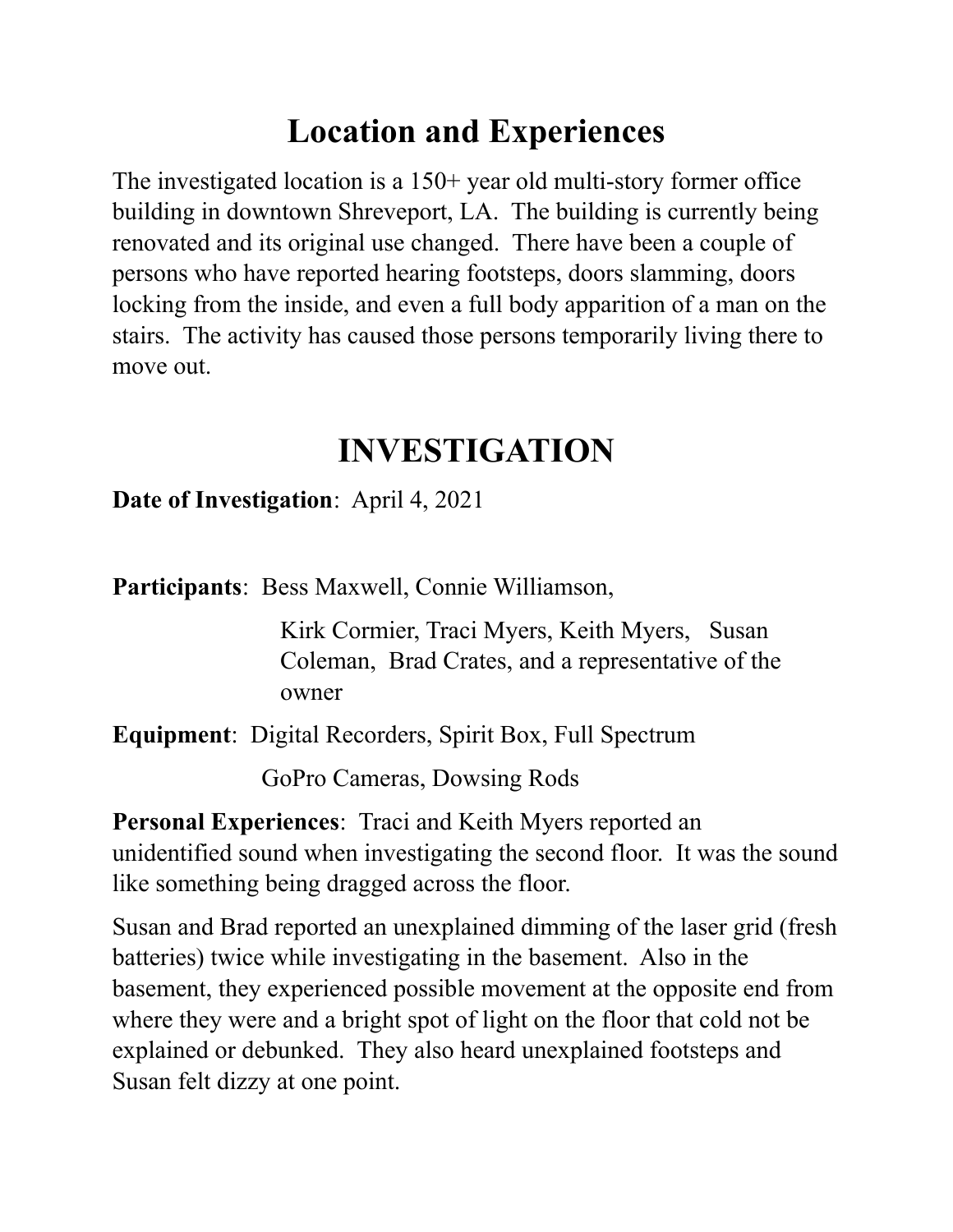# Location and Experiences

The investigated location is a 150+ year old multi-story former office building in downtown Shreveport, LA. The building is currently being renovated and its original use changed. There have been a couple of persons who have reported hearing footsteps, doors slamming, doors locking from the inside, and even a full body apparition of a man on the stairs. The activity has caused those persons temporarily living there to move out.

# INVESTIGATION

**Date of Investigation**: April 4, 2021

**Participants**: Bess Maxwell, Connie Williamson, Kirk Cormier, Traci Myers, Keith Myers, Susan Coleman, Brad Crates, and a representative of the owner

**Equipment**: Digital Recorders, Spirit Box, Full Spectrum GoPro Cameras, Dowsing Rods

**Personal Experiences**: Traci and Keith Myers reported an unidentified sound when investigating the second floor. It was the sound like something being dragged across the floor.

Susan and Brad reported an unexplained dimming of the laser grid (fresh batteries) twice while investigating in the basement. Also in the basement, they experienced possible movement at the opposite end from where they were and a bright spot of light on the floor that cold not be explained or debunked. They also heard unexplained footsteps and Susan felt dizzy at one point.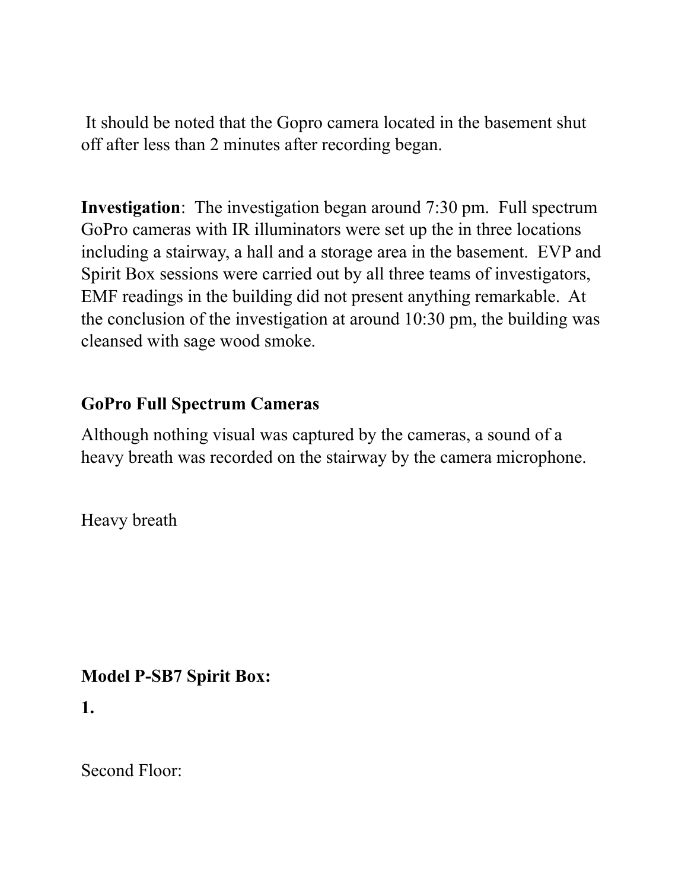It should be noted that the Gopro camera located in the basement shut off after less than 2 minutes after recording began.

**Investigation**: The investigation began around 7:30 pm. Full spectrum GoPro cameras with IR illuminators were set up the in three locations including a stairway, a hall and a storage area in the basement. EVP and Spirit Box sessions were carried out by all three teams of investigators, EMF readings in the building did not present anything remarkable. At the conclusion of the investigation at around 10:30 pm, the building was cleansed with sage wood smoke.

**GoPro Full Spectrum Cameras**

Although nothing visual was captured by the cameras, a sound of a heavy breath was recorded on the stairway by the camera microphone.

Heavy breath

**Model P-SB7 Spirit Box:**

**1.**

Second Floor: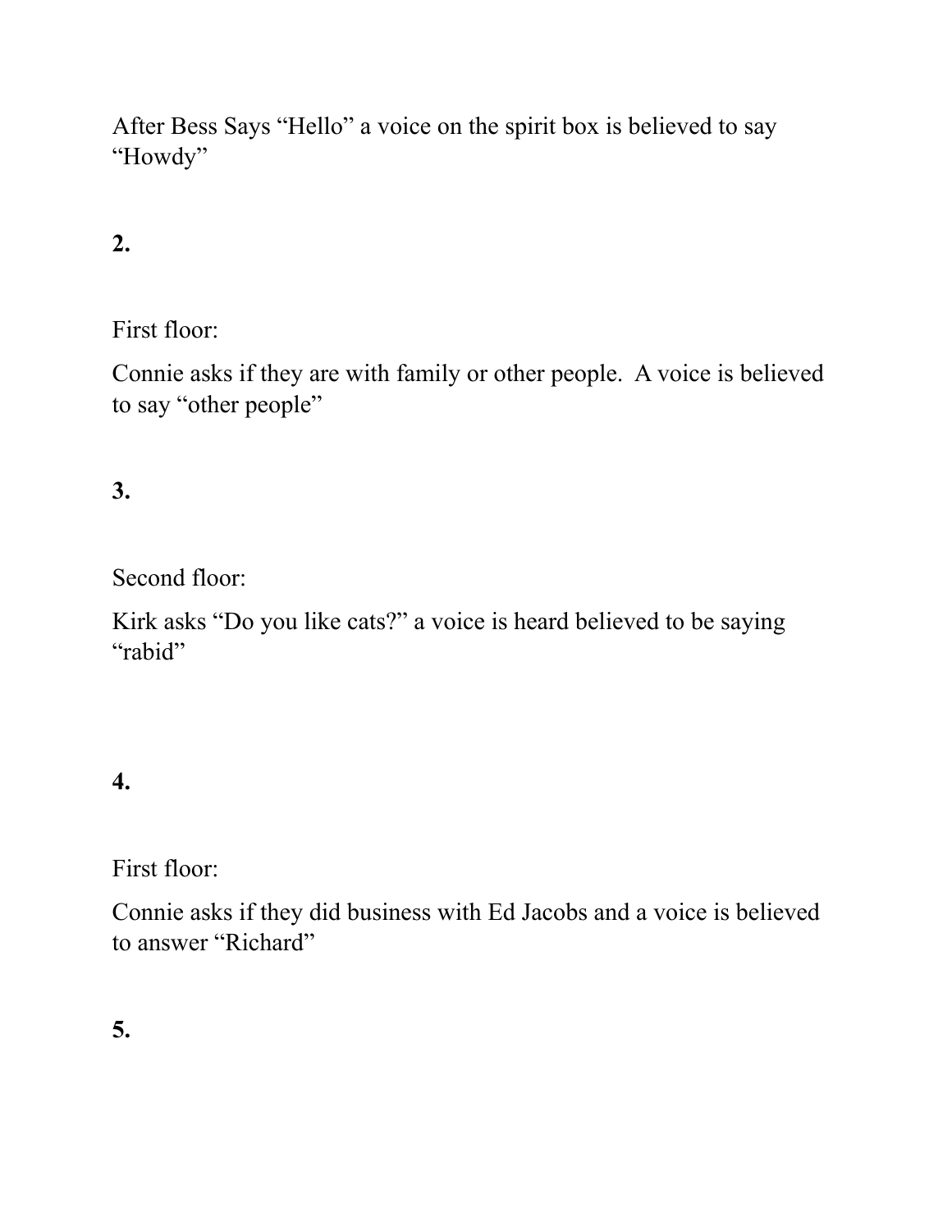After Bess Says “Hello” a voice on the spirit box is believed to say “Howdy”

**2.**

First floor:

Connie asks if they are with family or other people. A voice is believed to say “other people”

**3.**

Second floor:

Kirk asks “Do you like cats?” a voice is heard believed to be saying “rabid”

**4.**

First floor:

Connie asks if they did business with Ed Jacobs and a voice is believed to answer “Richard”

**5.**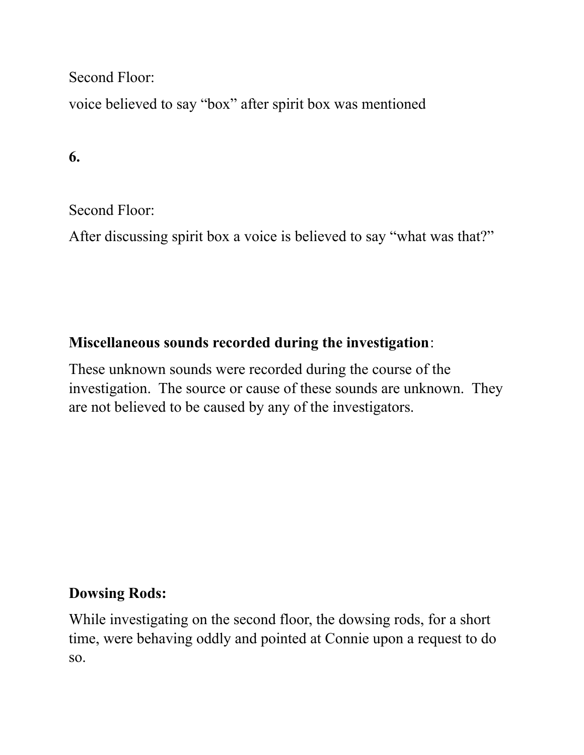Second Floor:

voice believed to say “box” after spirit box was mentioned

**6.**

Second Floor:

After discussing spirit box a voice is believed to say “what was that?”

**Miscellaneous sounds recorded during the investigation**:

These unknown sounds were recorded during the course of the investigation. The source or cause of these sounds are unknown. They are not believed to be caused by any of the investigators.

**Dowsing Rods:**

While investigating on the second floor, the dowsing rods, for a short time, were behaving oddly and pointed at Connie upon a request to do so.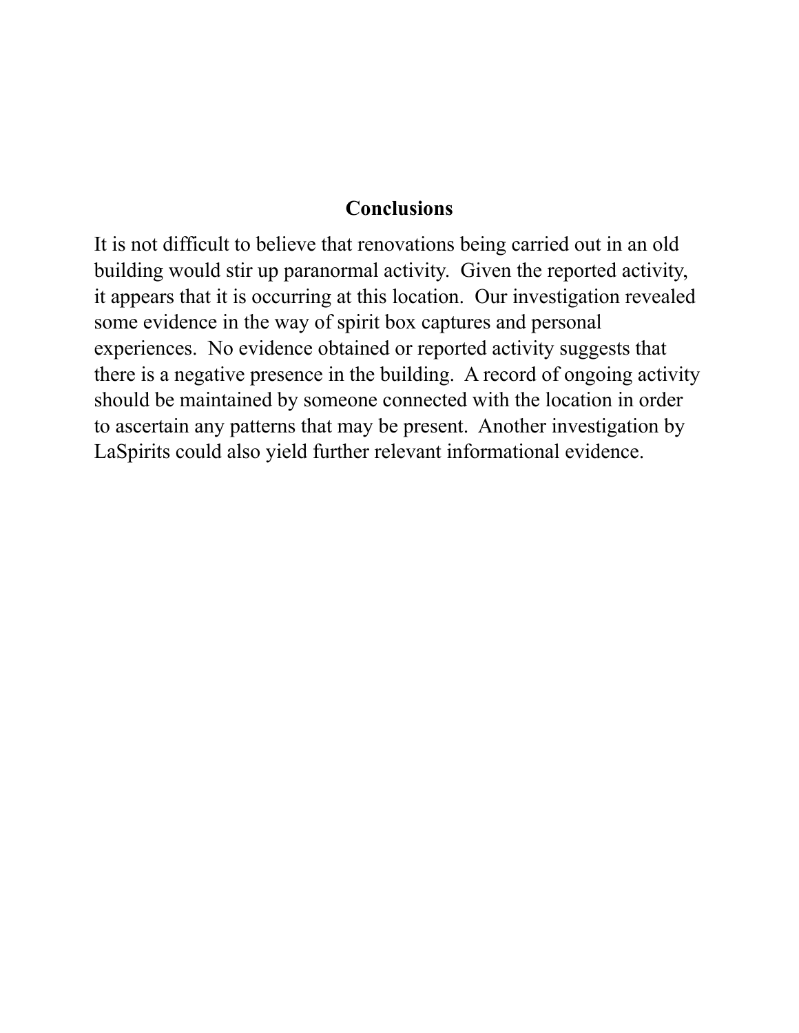## Conclusions

It is not difficult to believe that renovations being carried out in an old building would stir up paranormal activity. Given the reported activity, it appears that it is occurring at this location. Our investigation revealed some evidence in the way of spirit box captures and personal experiences. No evidence obtained or reported activity suggests that there is a negative presence in the building. A record of ongoing activity should be maintained by someone connected with the location in order to ascertain any patterns that may be present. Another investigation by LaSpirits could also yield further relevant informational evidence.